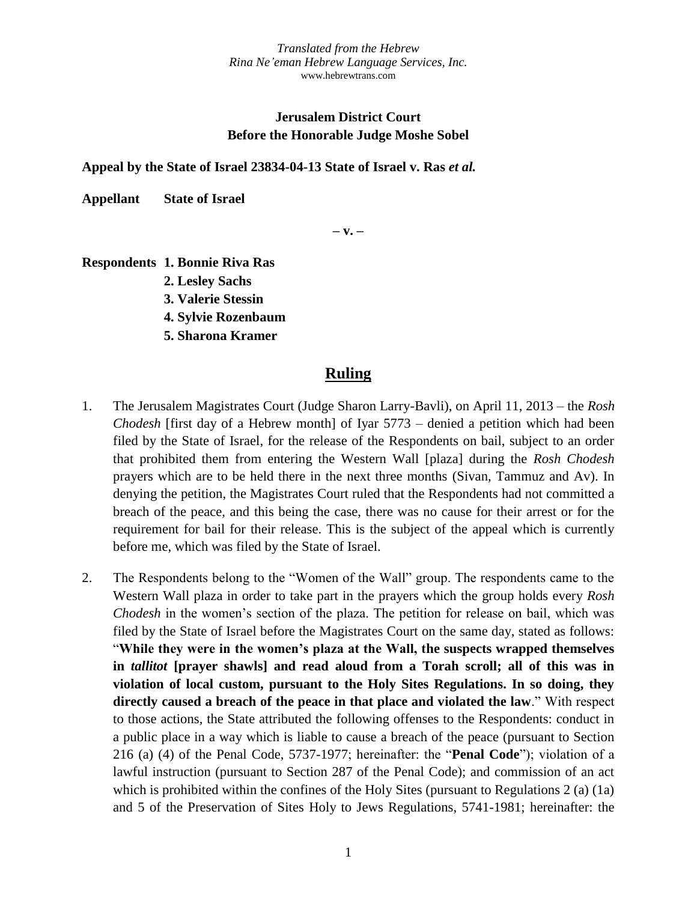*Translated from the Hebrew*
*Rina Ne'eman Hebrew Language Services, Inc.*
www.hebrewtrans.com

**Jerusalem District Court**
**Before the Honorable Judge Moshe Sobel**

**Appeal by the State of Israel 23834-04-13 State of Israel v. Ras *et al.***

**Appellant State of Israel**

**– v. –**

**Respondents 1. Bonnie Riva Ras**
**2. Lesley Sachs**
**3. Valerie Stessin**
**4. Sylvie Rozenbaum**
**5. Sharona Kramer**

## Ruling

1. The Jerusalem Magistrates Court (Judge Sharon Larry-Bavli), on April 11, 2013 – the *Rosh Chodesh* [first day of a Hebrew month] of Iyar 5773 – denied a petition which had been filed by the State of Israel, for the release of the Respondents on bail, subject to an order that prohibited them from entering the Western Wall [plaza] during the *Rosh Chodesh* prayers which are to be held there in the next three months (Sivan, Tammuz and Av). In denying the petition, the Magistrates Court ruled that the Respondents had not committed a breach of the peace, and this being the case, there was no cause for their arrest or for the requirement for bail for their release. This is the subject of the appeal which is currently before me, which was filed by the State of Israel.

2. The Respondents belong to the "Women of the Wall" group. The respondents came to the Western Wall plaza in order to take part in the prayers which the group holds every *Rosh Chodesh* in the women's section of the plaza. The petition for release on bail, which was filed by the State of Israel before the Magistrates Court on the same day, stated as follows: "**While they were in the women's plaza at the Wall, the suspects wrapped themselves in *tallitot* [prayer shawls] and read aloud from a Torah scroll; all of this was in violation of local custom, pursuant to the Holy Sites Regulations. In so doing, they directly caused a breach of the peace in that place and violated the law**." With respect to those actions, the State attributed the following offenses to the Respondents: conduct in a public place in a way which is liable to cause a breach of the peace (pursuant to Section 216 (a) (4) of the Penal Code, 5737-1977; hereinafter: the "**Penal Code**"); violation of a lawful instruction (pursuant to Section 287 of the Penal Code); and commission of an act which is prohibited within the confines of the Holy Sites (pursuant to Regulations 2 (a) (1a) and 5 of the Preservation of Sites Holy to Jews Regulations, 5741-1981; hereinafter: the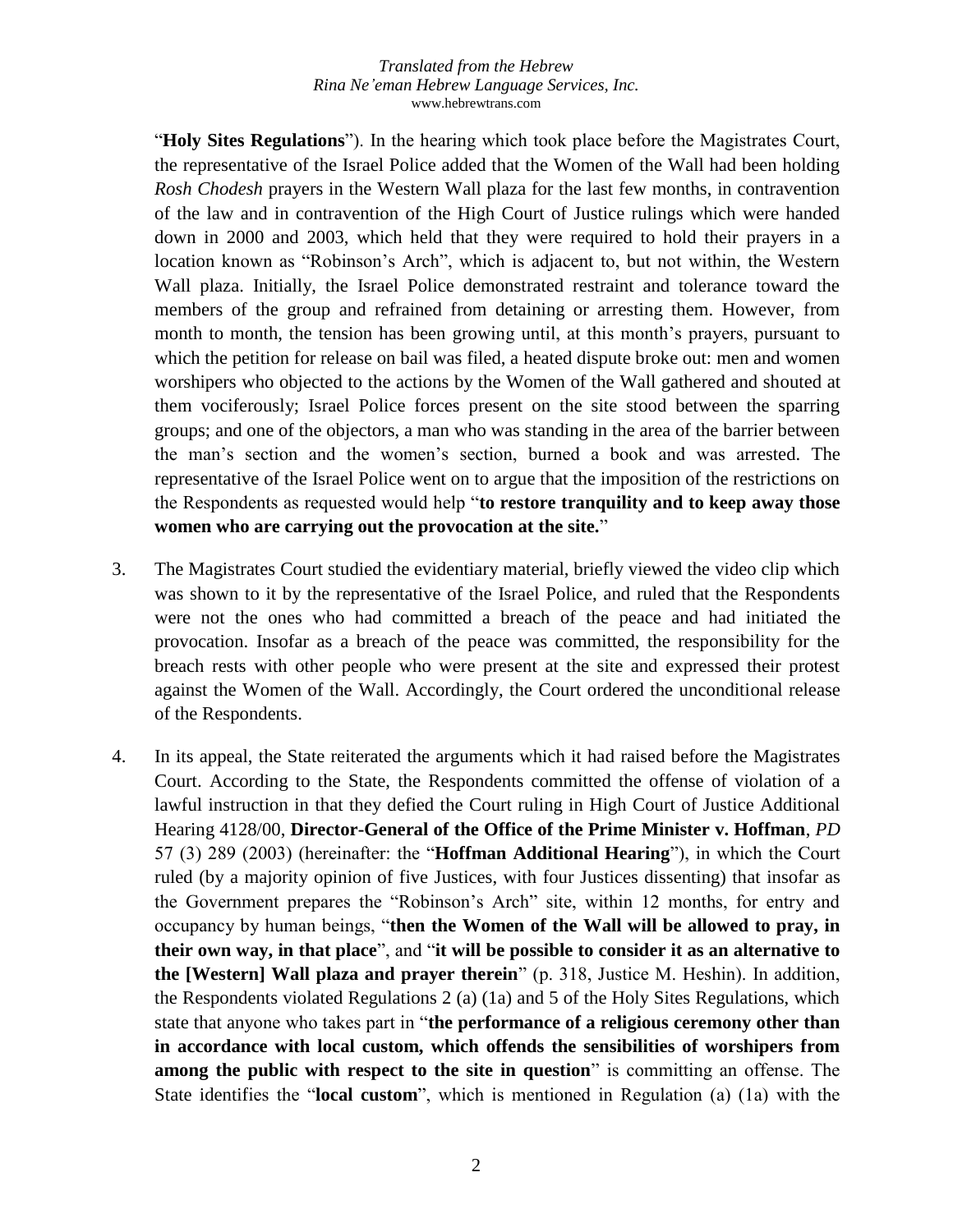"**Holy Sites Regulations**"). In the hearing which took place before the Magistrates Court, the representative of the Israel Police added that the Women of the Wall had been holding *Rosh Chodesh* prayers in the Western Wall plaza for the last few months, in contravention of the law and in contravention of the High Court of Justice rulings which were handed down in 2000 and 2003, which held that they were required to hold their prayers in a location known as "Robinson's Arch", which is adjacent to, but not within, the Western Wall plaza. Initially, the Israel Police demonstrated restraint and tolerance toward the members of the group and refrained from detaining or arresting them. However, from month to month, the tension has been growing until, at this month's prayers, pursuant to which the petition for release on bail was filed, a heated dispute broke out: men and women worshipers who objected to the actions by the Women of the Wall gathered and shouted at them vociferously; Israel Police forces present on the site stood between the sparring groups; and one of the objectors, a man who was standing in the area of the barrier between the man's section and the women's section, burned a book and was arrested. The representative of the Israel Police went on to argue that the imposition of the restrictions on the Respondents as requested would help "**to restore tranquility and to keep away those women who are carrying out the provocation at the site.**"

3. The Magistrates Court studied the evidentiary material, briefly viewed the video clip which was shown to it by the representative of the Israel Police, and ruled that the Respondents were not the ones who had committed a breach of the peace and had initiated the provocation. Insofar as a breach of the peace was committed, the responsibility for the breach rests with other people who were present at the site and expressed their protest against the Women of the Wall. Accordingly, the Court ordered the unconditional release of the Respondents.

4. In its appeal, the State reiterated the arguments which it had raised before the Magistrates Court. According to the State, the Respondents committed the offense of violation of a lawful instruction in that they defied the Court ruling in High Court of Justice Additional Hearing 4128/00, **Director-General of the Office of the Prime Minister v. Hoffman**, *PD* 57 (3) 289 (2003) (hereinafter: the "**Hoffman Additional Hearing**"), in which the Court ruled (by a majority opinion of five Justices, with four Justices dissenting) that insofar as the Government prepares the "Robinson's Arch" site, within 12 months, for entry and occupancy by human beings, "**then the Women of the Wall will be allowed to pray, in their own way, in that place**", and "**it will be possible to consider it as an alternative to the [Western] Wall plaza and prayer therein**" (p. 318, Justice M. Heshin). In addition, the Respondents violated Regulations 2 (a) (1a) and 5 of the Holy Sites Regulations, which state that anyone who takes part in "**the performance of a religious ceremony other than in accordance with local custom, which offends the sensibilities of worshipers from among the public with respect to the site in question**" is committing an offense. The State identifies the "**local custom**", which is mentioned in Regulation (a) (1a) with the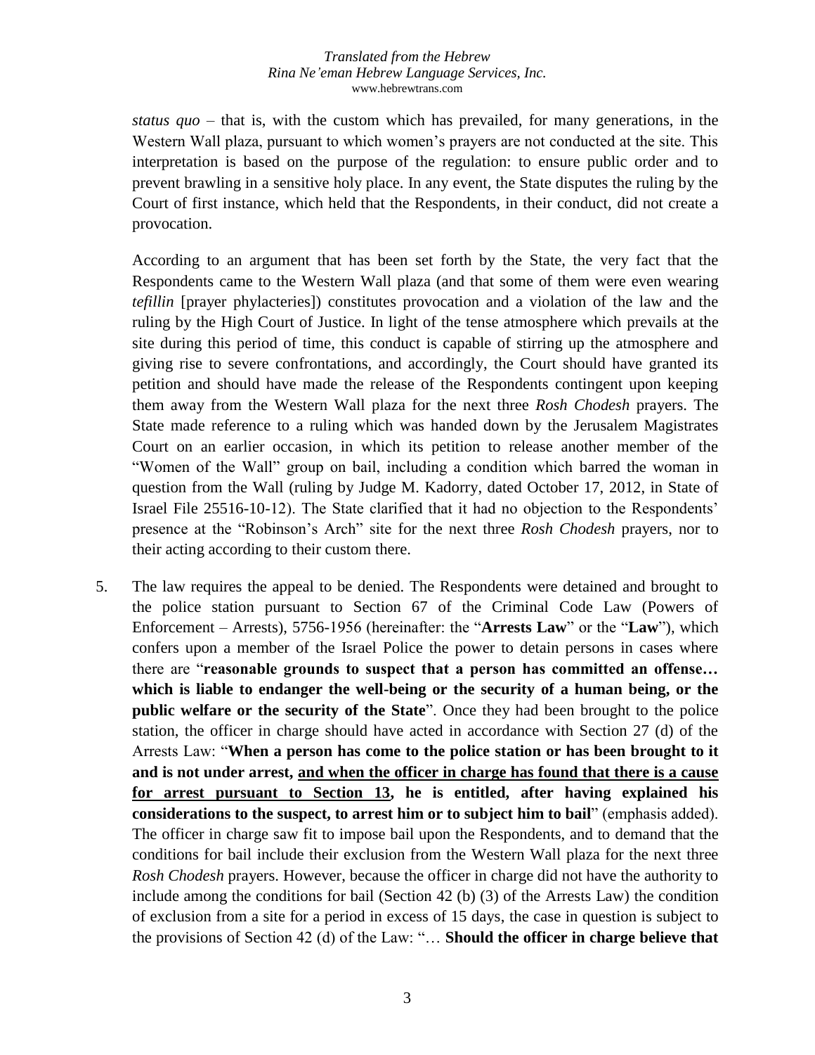*status quo* – that is, with the custom which has prevailed, for many generations, in the Western Wall plaza, pursuant to which women's prayers are not conducted at the site. This interpretation is based on the purpose of the regulation: to ensure public order and to prevent brawling in a sensitive holy place. In any event, the State disputes the ruling by the Court of first instance, which held that the Respondents, in their conduct, did not create a provocation.

According to an argument that has been set forth by the State, the very fact that the Respondents came to the Western Wall plaza (and that some of them were even wearing *tefillin* [prayer phylacteries]) constitutes provocation and a violation of the law and the ruling by the High Court of Justice. In light of the tense atmosphere which prevails at the site during this period of time, this conduct is capable of stirring up the atmosphere and giving rise to severe confrontations, and accordingly, the Court should have granted its petition and should have made the release of the Respondents contingent upon keeping them away from the Western Wall plaza for the next three *Rosh Chodesh* prayers. The State made reference to a ruling which was handed down by the Jerusalem Magistrates Court on an earlier occasion, in which its petition to release another member of the "Women of the Wall" group on bail, including a condition which barred the woman in question from the Wall (ruling by Judge M. Kadorry, dated October 17, 2012, in State of Israel File 25516-10-12). The State clarified that it had no objection to the Respondents' presence at the "Robinson's Arch" site for the next three *Rosh Chodesh* prayers, nor to their acting according to their custom there.

5. The law requires the appeal to be denied. The Respondents were detained and brought to the police station pursuant to Section 67 of the Criminal Code Law (Powers of Enforcement – Arrests), 5756-1956 (hereinafter: the "**Arrests Law**" or the "**Law**"), which confers upon a member of the Israel Police the power to detain persons in cases where there are "**reasonable grounds to suspect that a person has committed an offense… which is liable to endanger the well-being or the security of a human being, or the public welfare or the security of the State**". Once they had been brought to the police station, the officer in charge should have acted in accordance with Section 27 (d) of the Arrests Law: "**When a person has come to the police station or has been brought to it and is not under arrest, <u>and when the officer in charge has found that there is a cause for arrest pursuant to Section 13</u>, he is entitled, after having explained his considerations to the suspect, to arrest him or to subject him to bail**" (emphasis added). The officer in charge saw fit to impose bail upon the Respondents, and to demand that the conditions for bail include their exclusion from the Western Wall plaza for the next three *Rosh Chodesh* prayers. However, because the officer in charge did not have the authority to include among the conditions for bail (Section 42 (b) (3) of the Arrests Law) the condition of exclusion from a site for a period in excess of 15 days, the case in question is subject to the provisions of Section 42 (d) of the Law: "… **Should the officer in charge believe that**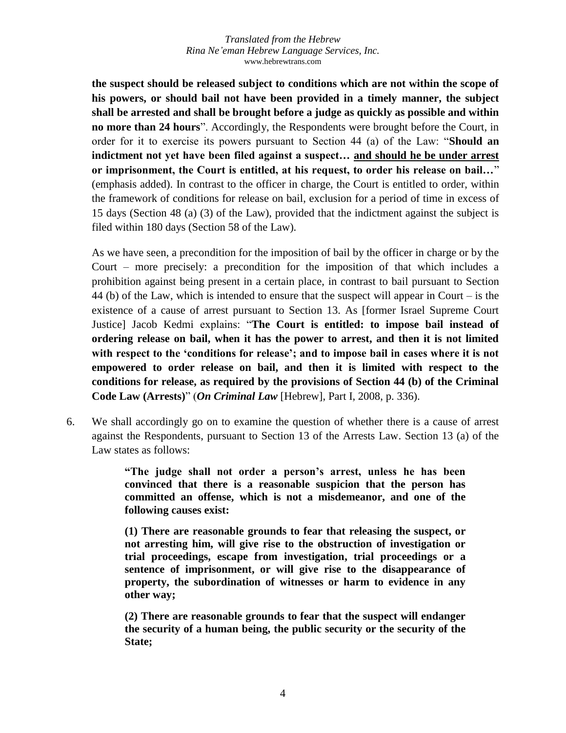**the suspect should be released subject to conditions which are not within the scope of his powers, or should bail not have been provided in a timely manner, the subject shall be arrested and shall be brought before a judge as quickly as possible and within no more than 24 hours**". Accordingly, the Respondents were brought before the Court, in order for it to exercise its powers pursuant to Section 44 (a) of the Law: "**Should an indictment not yet have been filed against a suspect… <u>and should he be under arrest</u> or imprisonment, the Court is entitled, at his request, to order his release on bail…**" (emphasis added). In contrast to the officer in charge, the Court is entitled to order, within the framework of conditions for release on bail, exclusion for a period of time in excess of 15 days (Section 48 (a) (3) of the Law), provided that the indictment against the subject is filed within 180 days (Section 58 of the Law).

As we have seen, a precondition for the imposition of bail by the officer in charge or by the Court – more precisely: a precondition for the imposition of that which includes a prohibition against being present in a certain place, in contrast to bail pursuant to Section 44 (b) of the Law, which is intended to ensure that the suspect will appear in Court – is the existence of a cause of arrest pursuant to Section 13. As [former Israel Supreme Court Justice] Jacob Kedmi explains: "**The Court is entitled: to impose bail instead of ordering release on bail, when it has the power to arrest, and then it is not limited with respect to the 'conditions for release'; and to impose bail in cases where it is not empowered to order release on bail, and then it is limited with respect to the conditions for release, as required by the provisions of Section 44 (b) of the Criminal Code Law (Arrests)**" (***On Criminal Law*** [Hebrew], Part I, 2008, p. 336).

6. We shall accordingly go on to examine the question of whether there is a cause of arrest against the Respondents, pursuant to Section 13 of the Arrests Law. Section 13 (a) of the Law states as follows:

> **"The judge shall not order a person's arrest, unless he has been convinced that there is a reasonable suspicion that the person has committed an offense, which is not a misdemeanor, and one of the following causes exist:**
>
> **(1) There are reasonable grounds to fear that releasing the suspect, or not arresting him, will give rise to the obstruction of investigation or trial proceedings, escape from investigation, trial proceedings or a sentence of imprisonment, or will give rise to the disappearance of property, the subordination of witnesses or harm to evidence in any other way;**
>
> **(2) There are reasonable grounds to fear that the suspect will endanger the security of a human being, the public security or the security of the State;**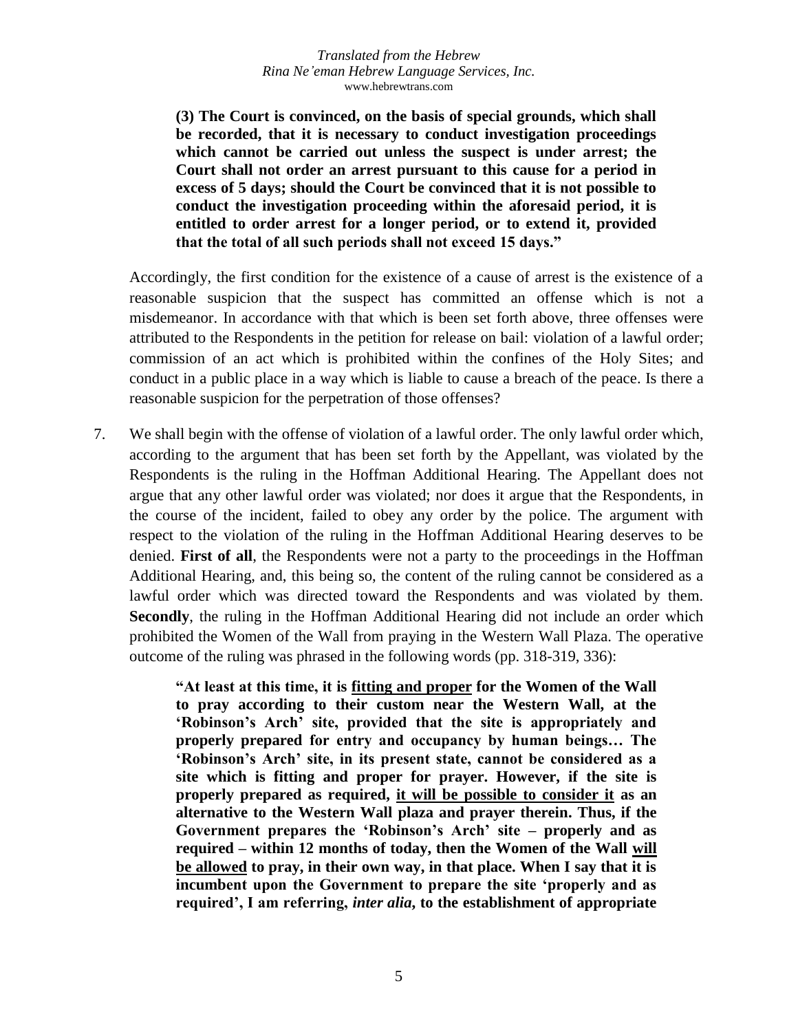> **(3) The Court is convinced, on the basis of special grounds, which shall be recorded, that it is necessary to conduct investigation proceedings which cannot be carried out unless the suspect is under arrest; the Court shall not order an arrest pursuant to this cause for a period in excess of 5 days; should the Court be convinced that it is not possible to conduct the investigation proceeding within the aforesaid period, it is entitled to order arrest for a longer period, or to extend it, provided that the total of all such periods shall not exceed 15 days."**

Accordingly, the first condition for the existence of a cause of arrest is the existence of a reasonable suspicion that the suspect has committed an offense which is not a misdemeanor. In accordance with that which is been set forth above, three offenses were attributed to the Respondents in the petition for release on bail: violation of a lawful order; commission of an act which is prohibited within the confines of the Holy Sites; and conduct in a public place in a way which is liable to cause a breach of the peace. Is there a reasonable suspicion for the perpetration of those offenses?

7. We shall begin with the offense of violation of a lawful order. The only lawful order which, according to the argument that has been set forth by the Appellant, was violated by the Respondents is the ruling in the Hoffman Additional Hearing. The Appellant does not argue that any other lawful order was violated; nor does it argue that the Respondents, in the course of the incident, failed to obey any order by the police. The argument with respect to the violation of the ruling in the Hoffman Additional Hearing deserves to be denied. **First of all**, the Respondents were not a party to the proceedings in the Hoffman Additional Hearing, and, this being so, the content of the ruling cannot be considered as a lawful order which was directed toward the Respondents and was violated by them. **Secondly**, the ruling in the Hoffman Additional Hearing did not include an order which prohibited the Women of the Wall from praying in the Western Wall Plaza. The operative outcome of the ruling was phrased in the following words (pp. 318-319, 336):

> **"At least at this time, it is <u>fitting and proper</u> for the Women of the Wall to pray according to their custom near the Western Wall, at the 'Robinson's Arch' site, provided that the site is appropriately and properly prepared for entry and occupancy by human beings… The 'Robinson's Arch' site, in its present state, cannot be considered as a site which is fitting and proper for prayer. However, if the site is properly prepared as required, <u>it will be possible to consider it</u> as an alternative to the Western Wall plaza and prayer therein. Thus, if the Government prepares the 'Robinson's Arch' site – properly and as required – within 12 months of today, then the Women of the Wall <u>will be allowed</u> to pray, in their own way, in that place. When I say that it is incumbent upon the Government to prepare the site 'properly and as required', I am referring, *inter alia*, to the establishment of appropriate**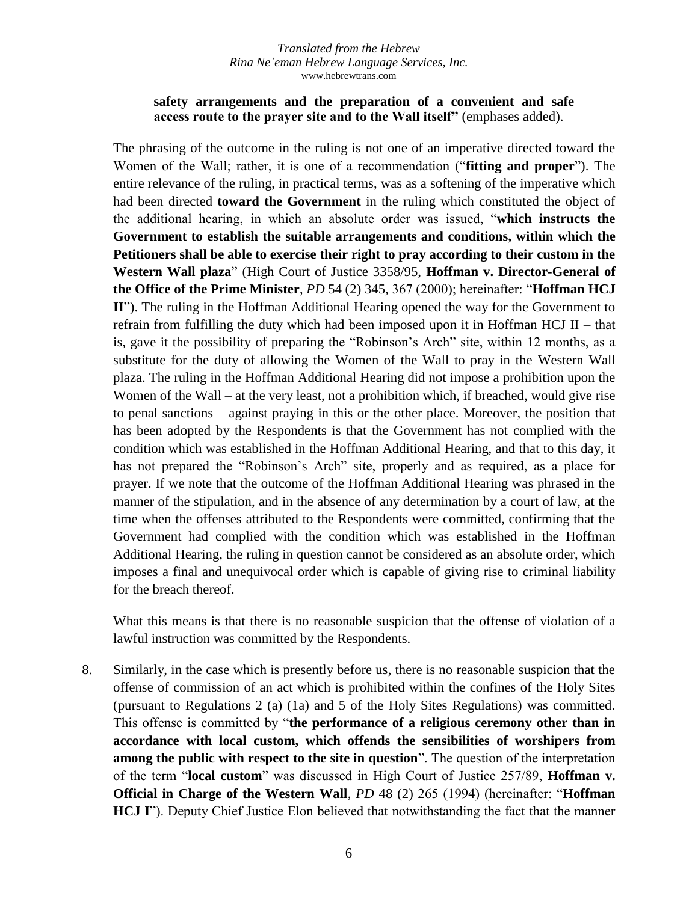**safety arrangements and the preparation of a convenient and safe access route to the prayer site and to the Wall itself"** (emphases added).

The phrasing of the outcome in the ruling is not one of an imperative directed toward the Women of the Wall; rather, it is one of a recommendation ("**fitting and proper**"). The entire relevance of the ruling, in practical terms, was as a softening of the imperative which had been directed **toward the Government** in the ruling which constituted the object of the additional hearing, in which an absolute order was issued, "**which instructs the Government to establish the suitable arrangements and conditions, within which the Petitioners shall be able to exercise their right to pray according to their custom in the Western Wall plaza**" (High Court of Justice 3358/95, **Hoffman v. Director-General of the Office of the Prime Minister**, *PD* 54 (2) 345, 367 (2000); hereinafter: "**Hoffman HCJ II**"). The ruling in the Hoffman Additional Hearing opened the way for the Government to refrain from fulfilling the duty which had been imposed upon it in Hoffman HCJ II – that is, gave it the possibility of preparing the "Robinson's Arch" site, within 12 months, as a substitute for the duty of allowing the Women of the Wall to pray in the Western Wall plaza. The ruling in the Hoffman Additional Hearing did not impose a prohibition upon the Women of the Wall – at the very least, not a prohibition which, if breached, would give rise to penal sanctions – against praying in this or the other place. Moreover, the position that has been adopted by the Respondents is that the Government has not complied with the condition which was established in the Hoffman Additional Hearing, and that to this day, it has not prepared the "Robinson's Arch" site, properly and as required, as a place for prayer. If we note that the outcome of the Hoffman Additional Hearing was phrased in the manner of the stipulation, and in the absence of any determination by a court of law, at the time when the offenses attributed to the Respondents were committed, confirming that the Government had complied with the condition which was established in the Hoffman Additional Hearing, the ruling in question cannot be considered as an absolute order, which imposes a final and unequivocal order which is capable of giving rise to criminal liability for the breach thereof.

What this means is that there is no reasonable suspicion that the offense of violation of a lawful instruction was committed by the Respondents.

8. Similarly, in the case which is presently before us, there is no reasonable suspicion that the offense of commission of an act which is prohibited within the confines of the Holy Sites (pursuant to Regulations 2 (a) (1a) and 5 of the Holy Sites Regulations) was committed. This offense is committed by "**the performance of a religious ceremony other than in accordance with local custom, which offends the sensibilities of worshipers from among the public with respect to the site in question**". The question of the interpretation of the term "**local custom**" was discussed in High Court of Justice 257/89, **Hoffman v. Official in Charge of the Western Wall**, *PD* 48 (2) 265 (1994) (hereinafter: "**Hoffman HCJ I**"). Deputy Chief Justice Elon believed that notwithstanding the fact that the manner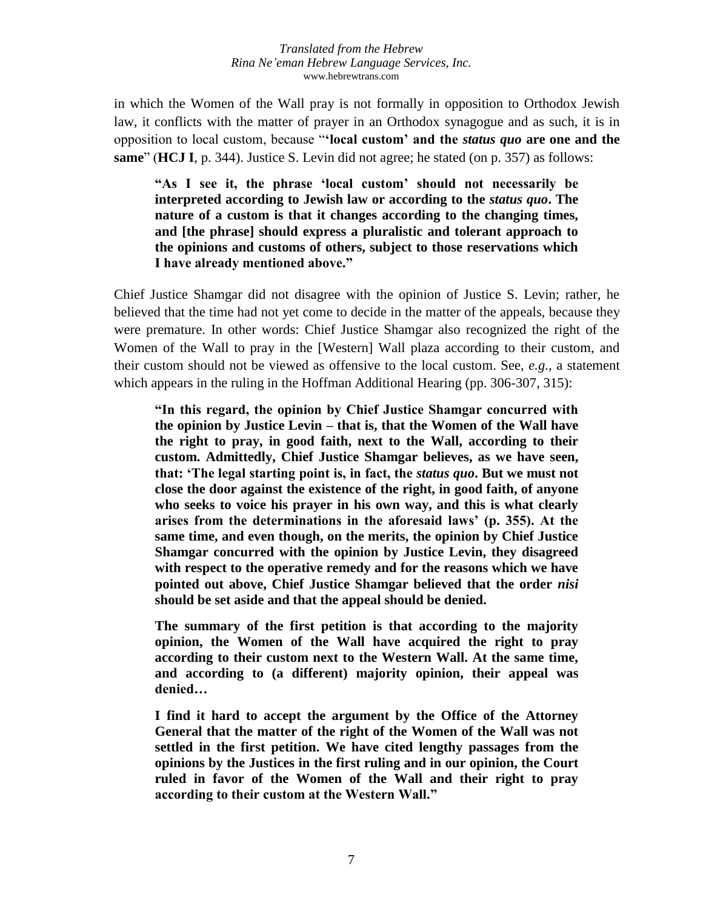in which the Women of the Wall pray is not formally in opposition to Orthodox Jewish law, it conflicts with the matter of prayer in an Orthodox synagogue and as such, it is in opposition to local custom, because "**'local custom' and the *status quo* are one and the same**" (**HCJ I**, p. 344). Justice S. Levin did not agree; he stated (on p. 357) as follows:

> **"As I see it, the phrase 'local custom' should not necessarily be interpreted according to Jewish law or according to the *status quo*. The nature of a custom is that it changes according to the changing times, and [the phrase] should express a pluralistic and tolerant approach to the opinions and customs of others, subject to those reservations which I have already mentioned above."**

Chief Justice Shamgar did not disagree with the opinion of Justice S. Levin; rather, he believed that the time had not yet come to decide in the matter of the appeals, because they were premature. In other words: Chief Justice Shamgar also recognized the right of the Women of the Wall to pray in the [Western] Wall plaza according to their custom, and their custom should not be viewed as offensive to the local custom. See, *e.g.*, a statement which appears in the ruling in the Hoffman Additional Hearing (pp. 306-307, 315):

> **"In this regard, the opinion by Chief Justice Shamgar concurred with the opinion by Justice Levin – that is, that the Women of the Wall have the right to pray, in good faith, next to the Wall, according to their custom. Admittedly, Chief Justice Shamgar believes, as we have seen, that: 'The legal starting point is, in fact, the *status quo*. But we must not close the door against the existence of the right, in good faith, of anyone who seeks to voice his prayer in his own way, and this is what clearly arises from the determinations in the aforesaid laws' (p. 355). At the same time, and even though, on the merits, the opinion by Chief Justice Shamgar concurred with the opinion by Justice Levin, they disagreed with respect to the operative remedy and for the reasons which we have pointed out above, Chief Justice Shamgar believed that the order *nisi* should be set aside and that the appeal should be denied.**
>
> **The summary of the first petition is that according to the majority opinion, the Women of the Wall have acquired the right to pray according to their custom next to the Western Wall. At the same time, and according to (a different) majority opinion, their appeal was denied…**
>
> **I find it hard to accept the argument by the Office of the Attorney General that the matter of the right of the Women of the Wall was not settled in the first petition. We have cited lengthy passages from the opinions by the Justices in the first ruling and in our opinion, the Court ruled in favor of the Women of the Wall and their right to pray according to their custom at the Western Wall."**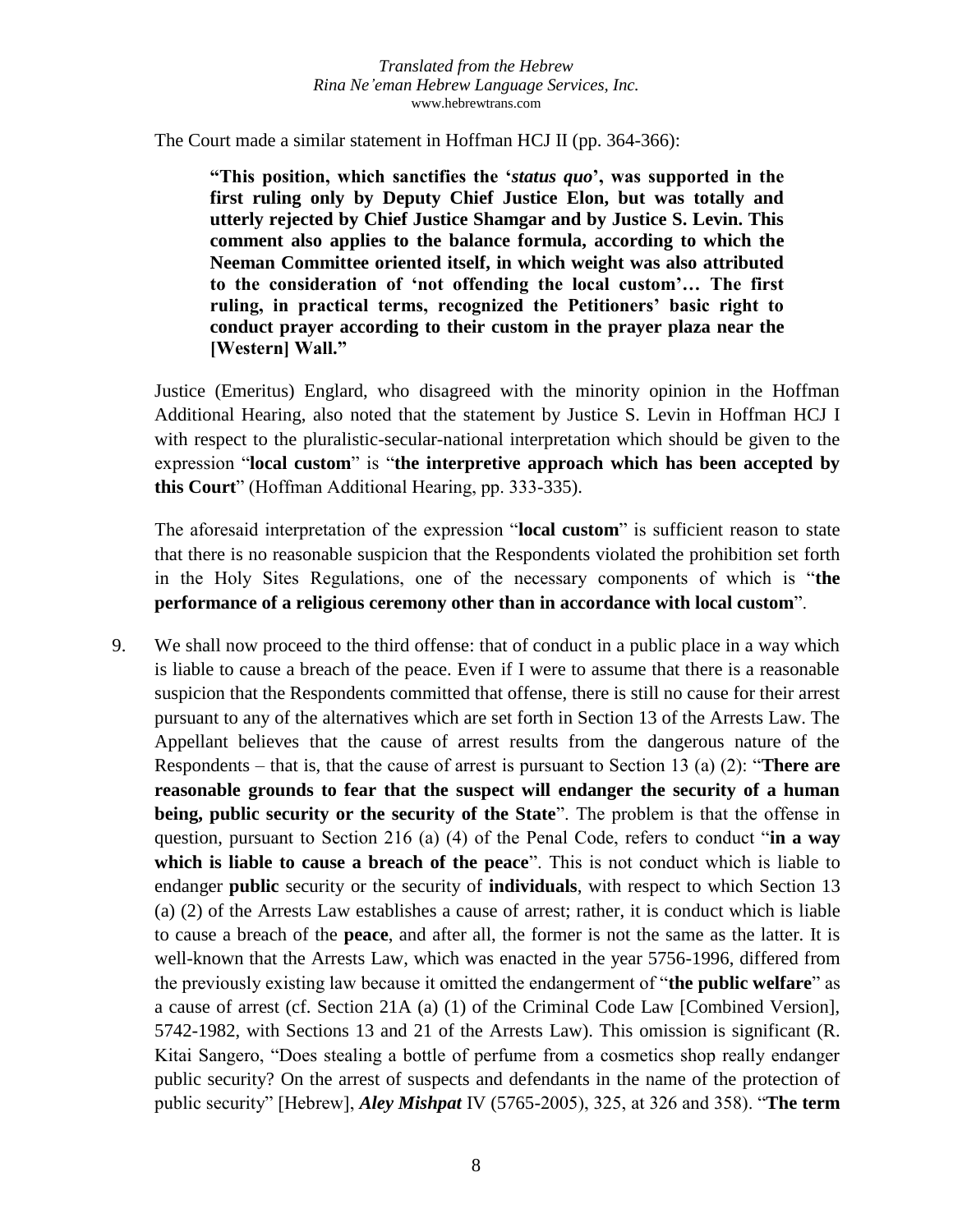The Court made a similar statement in Hoffman HCJ II (pp. 364-366):

> **"This position, which sanctifies the '*status quo*', was supported in the first ruling only by Deputy Chief Justice Elon, but was totally and utterly rejected by Chief Justice Shamgar and by Justice S. Levin. This comment also applies to the balance formula, according to which the Neeman Committee oriented itself, in which weight was also attributed to the consideration of 'not offending the local custom'… The first ruling, in practical terms, recognized the Petitioners' basic right to conduct prayer according to their custom in the prayer plaza near the [Western] Wall."**

Justice (Emeritus) Englard, who disagreed with the minority opinion in the Hoffman Additional Hearing, also noted that the statement by Justice S. Levin in Hoffman HCJ I with respect to the pluralistic-secular-national interpretation which should be given to the expression "**local custom**" is "**the interpretive approach which has been accepted by this Court**" (Hoffman Additional Hearing, pp. 333-335).

The aforesaid interpretation of the expression "**local custom**" is sufficient reason to state that there is no reasonable suspicion that the Respondents violated the prohibition set forth in the Holy Sites Regulations, one of the necessary components of which is "**the performance of a religious ceremony other than in accordance with local custom**".

9. We shall now proceed to the third offense: that of conduct in a public place in a way which is liable to cause a breach of the peace. Even if I were to assume that there is a reasonable suspicion that the Respondents committed that offense, there is still no cause for their arrest pursuant to any of the alternatives which are set forth in Section 13 of the Arrests Law. The Appellant believes that the cause of arrest results from the dangerous nature of the Respondents – that is, that the cause of arrest is pursuant to Section 13 (a) (2): "**There are reasonable grounds to fear that the suspect will endanger the security of a human being, public security or the security of the State**". The problem is that the offense in question, pursuant to Section 216 (a) (4) of the Penal Code, refers to conduct "**in a way which is liable to cause a breach of the peace**". This is not conduct which is liable to endanger **public** security or the security of **individuals**, with respect to which Section 13 (a) (2) of the Arrests Law establishes a cause of arrest; rather, it is conduct which is liable to cause a breach of the **peace**, and after all, the former is not the same as the latter. It is well-known that the Arrests Law, which was enacted in the year 5756-1996, differed from the previously existing law because it omitted the endangerment of "**the public welfare**" as a cause of arrest (cf. Section 21A (a) (1) of the Criminal Code Law [Combined Version], 5742-1982, with Sections 13 and 21 of the Arrests Law). This omission is significant (R. Kitai Sangero, "Does stealing a bottle of perfume from a cosmetics shop really endanger public security? On the arrest of suspects and defendants in the name of the protection of public security" [Hebrew], ***Aley Mishpat*** IV (5765-2005), 325, at 326 and 358). "**The term**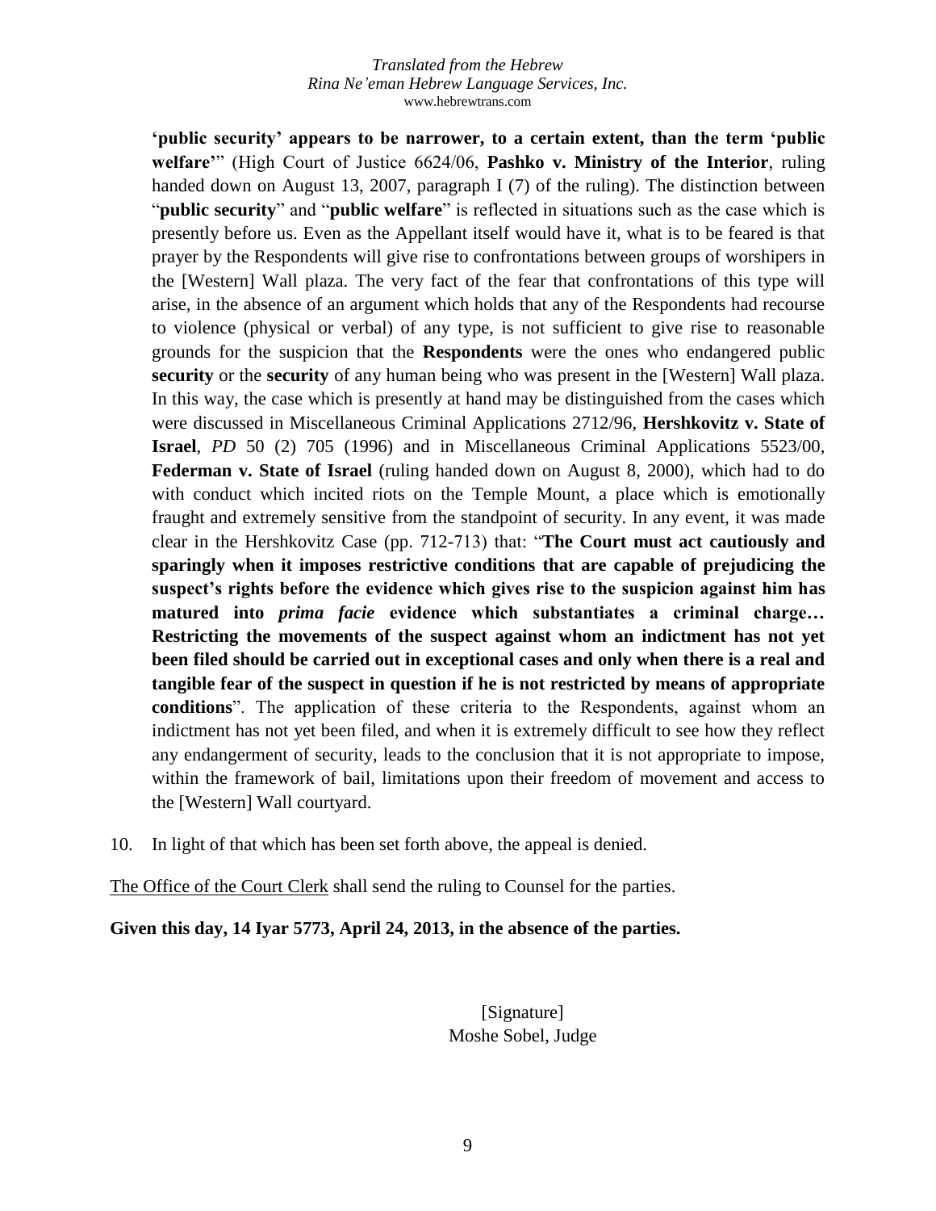**'public security' appears to be narrower, to a certain extent, than the term 'public welfare'**" (High Court of Justice 6624/06, **Pashko v. Ministry of the Interior**, ruling handed down on August 13, 2007, paragraph I (7) of the ruling). The distinction between "**public security**" and "**public welfare**" is reflected in situations such as the case which is presently before us. Even as the Appellant itself would have it, what is to be feared is that prayer by the Respondents will give rise to confrontations between groups of worshipers in the [Western] Wall plaza. The very fact of the fear that confrontations of this type will arise, in the absence of an argument which holds that any of the Respondents had recourse to violence (physical or verbal) of any type, is not sufficient to give rise to reasonable grounds for the suspicion that the **Respondents** were the ones who endangered public **security** or the **security** of any human being who was present in the [Western] Wall plaza. In this way, the case which is presently at hand may be distinguished from the cases which were discussed in Miscellaneous Criminal Applications 2712/96, **Hershkovitz v. State of Israel**, *PD* 50 (2) 705 (1996) and in Miscellaneous Criminal Applications 5523/00, **Federman v. State of Israel** (ruling handed down on August 8, 2000), which had to do with conduct which incited riots on the Temple Mount, a place which is emotionally fraught and extremely sensitive from the standpoint of security. In any event, it was made clear in the Hershkovitz Case (pp. 712-713) that: "**The Court must act cautiously and sparingly when it imposes restrictive conditions that are capable of prejudicing the suspect's rights before the evidence which gives rise to the suspicion against him has matured into *prima facie* evidence which substantiates a criminal charge… Restricting the movements of the suspect against whom an indictment has not yet been filed should be carried out in exceptional cases and only when there is a real and tangible fear of the suspect in question if he is not restricted by means of appropriate conditions**". The application of these criteria to the Respondents, against whom an indictment has not yet been filed, and when it is extremely difficult to see how they reflect any endangerment of security, leads to the conclusion that it is not appropriate to impose, within the framework of bail, limitations upon their freedom of movement and access to the [Western] Wall courtyard.

10. In light of that which has been set forth above, the appeal is denied.

The Office of the Court Clerk shall send the ruling to Counsel for the parties.

**Given this day, 14 Iyar 5773, April 24, 2013, in the absence of the parties.**

[Signature]
Moshe Sobel, Judge